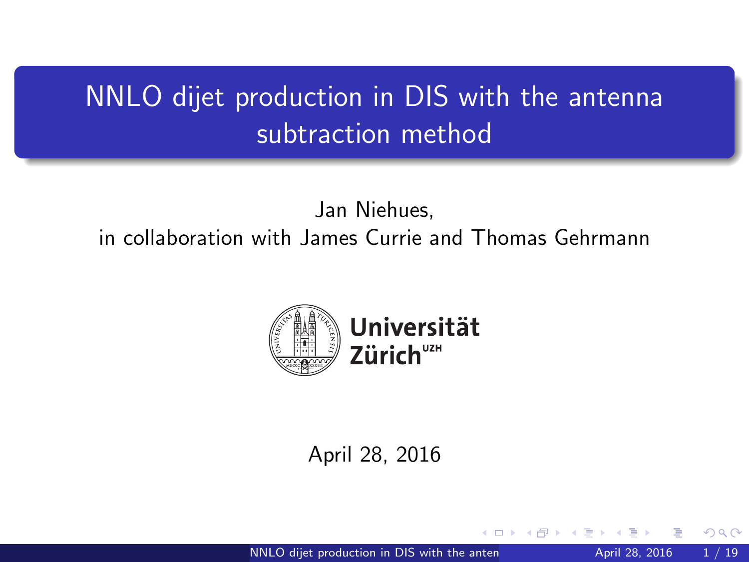# NNLO dijet production in DIS with the antenna subtraction method

Jan Niehues,

in collaboration with James Currie and Thomas Gehrmann

Universität Zürich[UZH]

April 28, 2016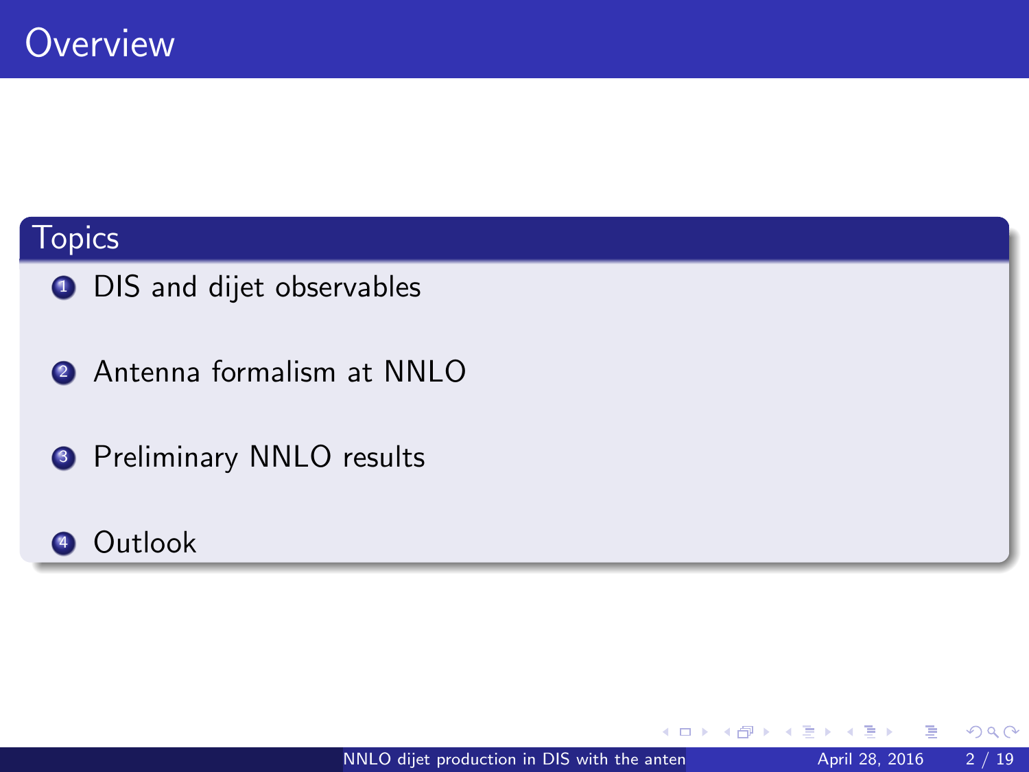# Overview

## Topics

1. DIS and dijet observables
2. Antenna formalism at NNLO
3. Preliminary NNLO results
4. Outlook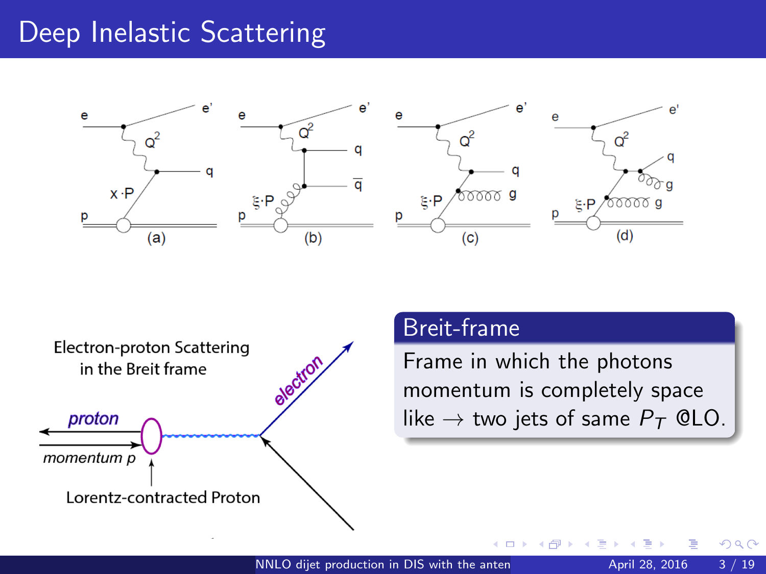# Deep Inelastic Scattering

e e' $Q^2$ q $x \cdot P$ p (a)

e e' $Q^2$ q $\bar{q}$ $\xi \cdot P$ p (b)

e e' $Q^2$ q g $\xi \cdot P$ p (c)

e e' $Q^2$ q g g $\xi \cdot P$ p (d)

Electron-proton Scattering in the Breit frame

proton

momentum p

electron

Lorentz-contracted Proton

## Breit-frame

Frame in which the photons momentum is completely space like $\rightarrow$ two jets of same $P_T$ @LO.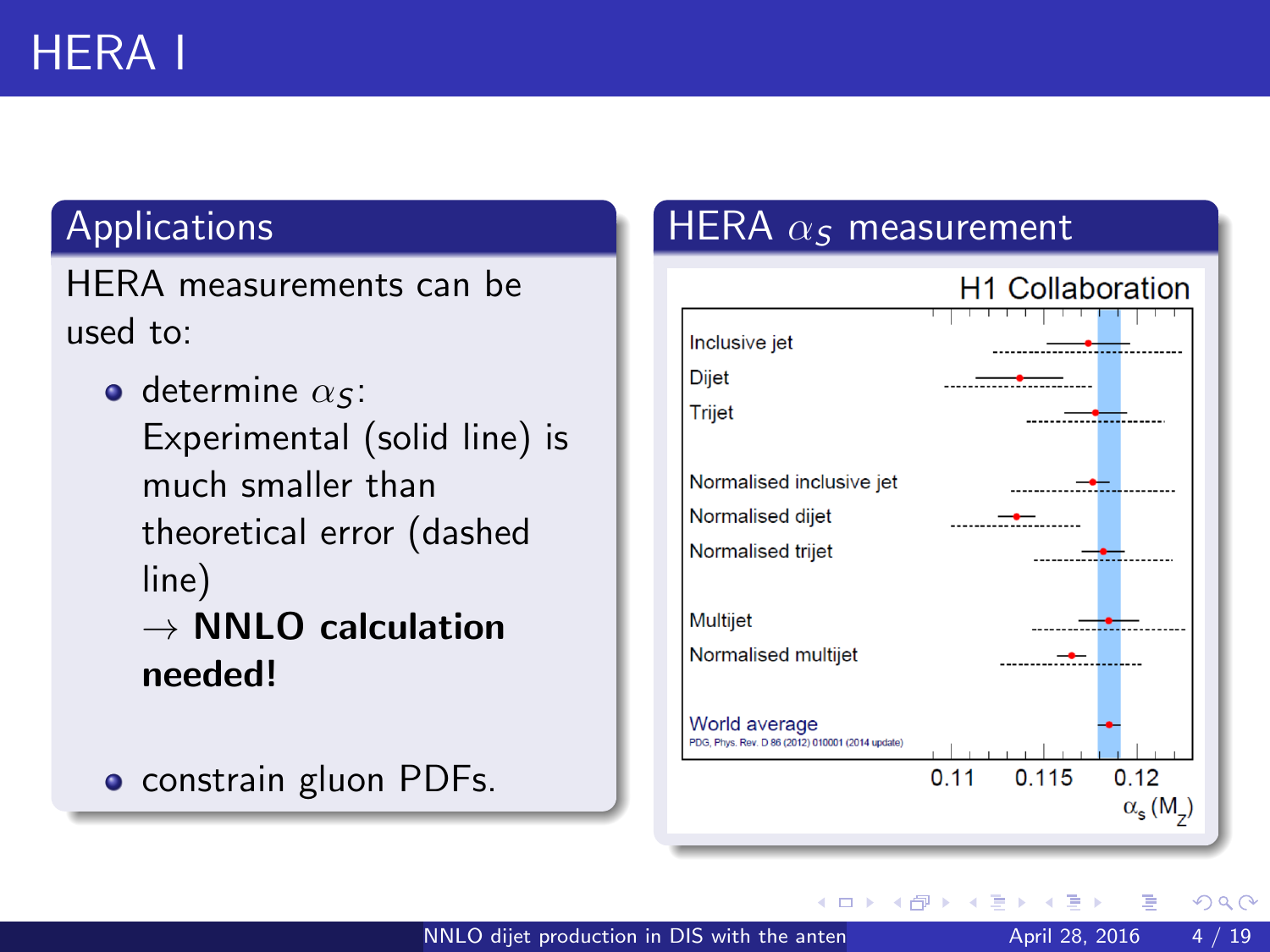# HERA I

## Applications

HERA measurements can be used to:

- determine $\alpha_S$: Experimental (solid line) is much smaller than theoretical error (dashed line) $\rightarrow$ **NNLO calculation needed!**
- constrain gluon PDFs.

## HERA $\alpha_S$ measurement

H1 Collaboration

Inclusive jet

Dijet

Trijet

Normalised inclusive jet

Normalised dijet

Normalised trijet

Multijet

Normalised multijet

World average

PDG, Phys. Rev. D 86 (2012) 010001 (2014 update)

0.11 0.115 0.12

$\alpha_s(M_Z)$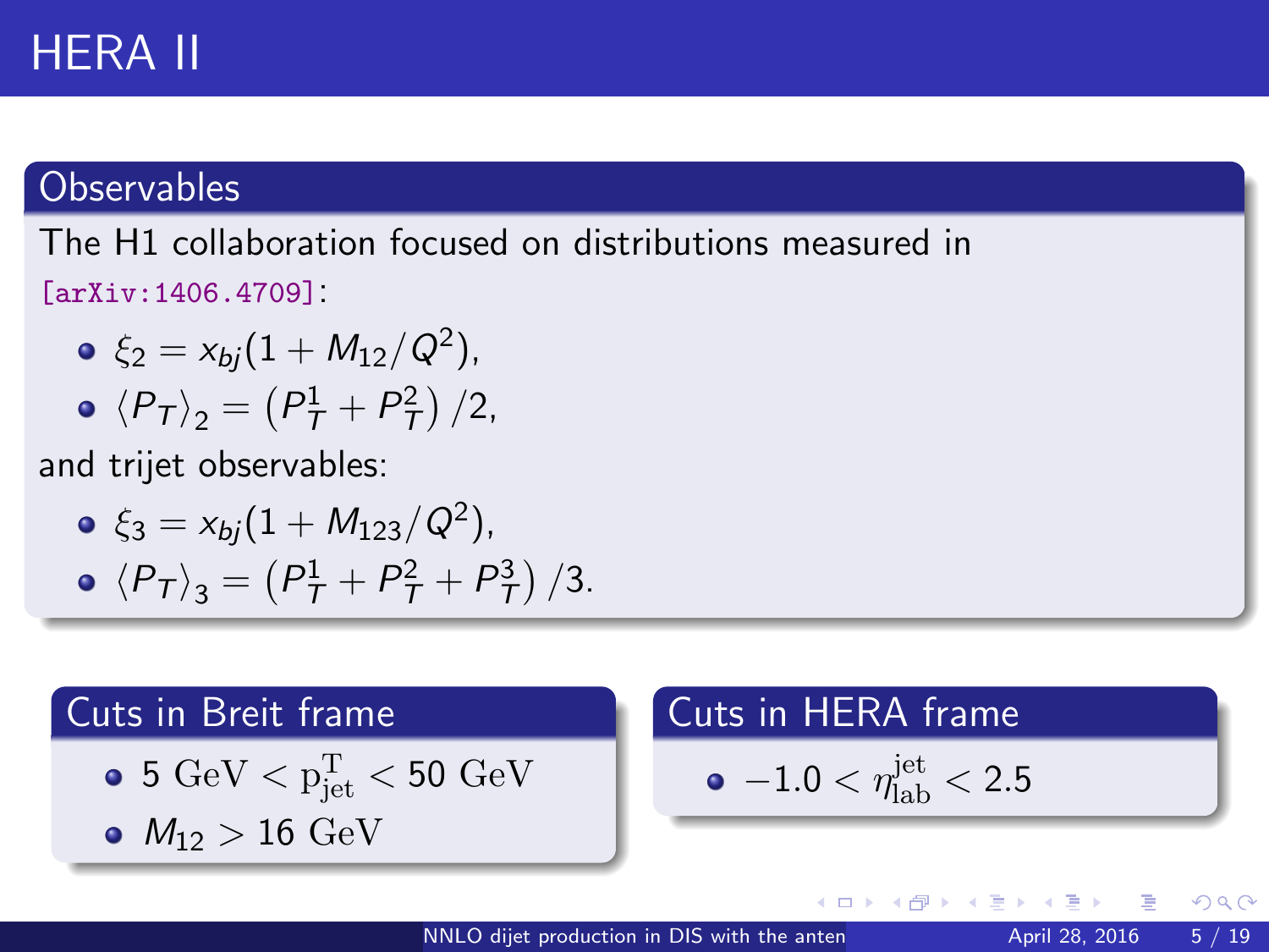# HERA II

## Observables

The H1 collaboration focused on distributions measured in [arXiv:1406.4709]:

- $\xi_2 = x_{bj}(1 + M_{12}/Q^2)$,
- $\langle P_T \rangle_2 = \left(P_T^1 + P_T^2\right)/2$,

and trijet observables:

- $\xi_3 = x_{bj}(1 + M_{123}/Q^2)$,
- $\langle P_T \rangle_3 = \left(P_T^1 + P_T^2 + P_T^3\right)/3$.

## Cuts in Breit frame

- $5 \text{ GeV} < \mathrm{p}_{\mathrm{jet}}^{\mathrm{T}} < 50 \text{ GeV}$
- $M_{12} > 16 \text{ GeV}$

## Cuts in HERA frame

- $-1.0 < \eta_{\mathrm{lab}}^{\mathrm{jet}} < 2.5$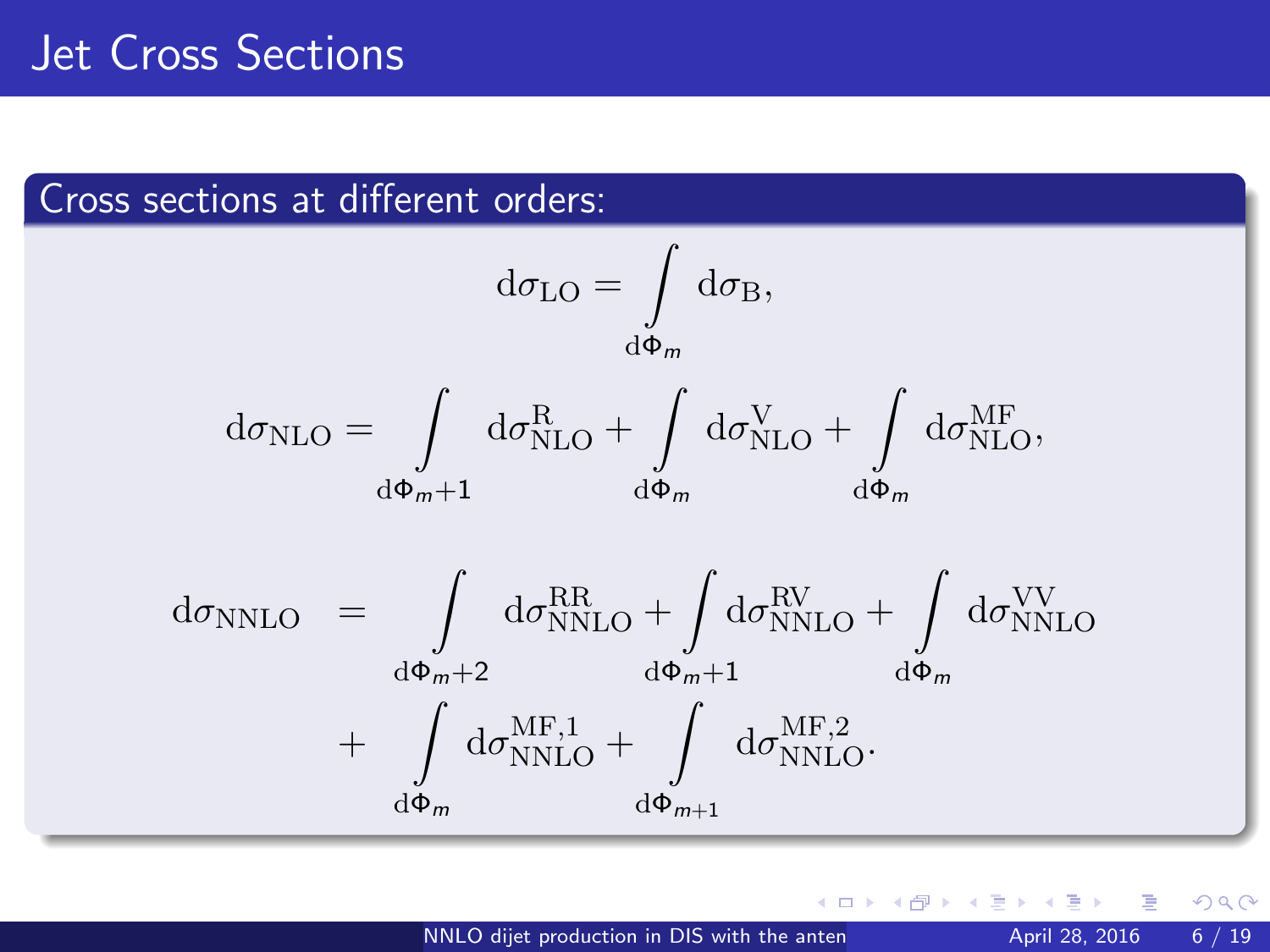# Jet Cross Sections

## Cross sections at different orders:

$$\mathrm{d}\sigma_{\mathrm{LO}} = \int\limits_{\mathrm{d}\Phi_m} \mathrm{d}\sigma_{\mathrm{B}},$$

$$\mathrm{d}\sigma_{\mathrm{NLO}} = \int\limits_{\mathrm{d}\Phi_{m+1}} \mathrm{d}\sigma^{\mathrm{R}}_{\mathrm{NLO}} + \int\limits_{\mathrm{d}\Phi_m} \mathrm{d}\sigma^{\mathrm{V}}_{\mathrm{NLO}} + \int\limits_{\mathrm{d}\Phi_m} \mathrm{d}\sigma^{\mathrm{MF}}_{\mathrm{NLO}},$$

$$\begin{aligned}
\mathrm{d}\sigma_{\mathrm{NNLO}} \;=\; & \int\limits_{\mathrm{d}\Phi_{m+2}} \mathrm{d}\sigma^{\mathrm{RR}}_{\mathrm{NNLO}} + \int\limits_{\mathrm{d}\Phi_{m+1}} \mathrm{d}\sigma^{\mathrm{RV}}_{\mathrm{NNLO}} + \int\limits_{\mathrm{d}\Phi_m} \mathrm{d}\sigma^{\mathrm{VV}}_{\mathrm{NNLO}} \\
& + \int\limits_{\mathrm{d}\Phi_m} \mathrm{d}\sigma^{\mathrm{MF},1}_{\mathrm{NNLO}} + \int\limits_{\mathrm{d}\Phi_{m+1}} \mathrm{d}\sigma^{\mathrm{MF},2}_{\mathrm{NNLO}}.
\end{aligned}$$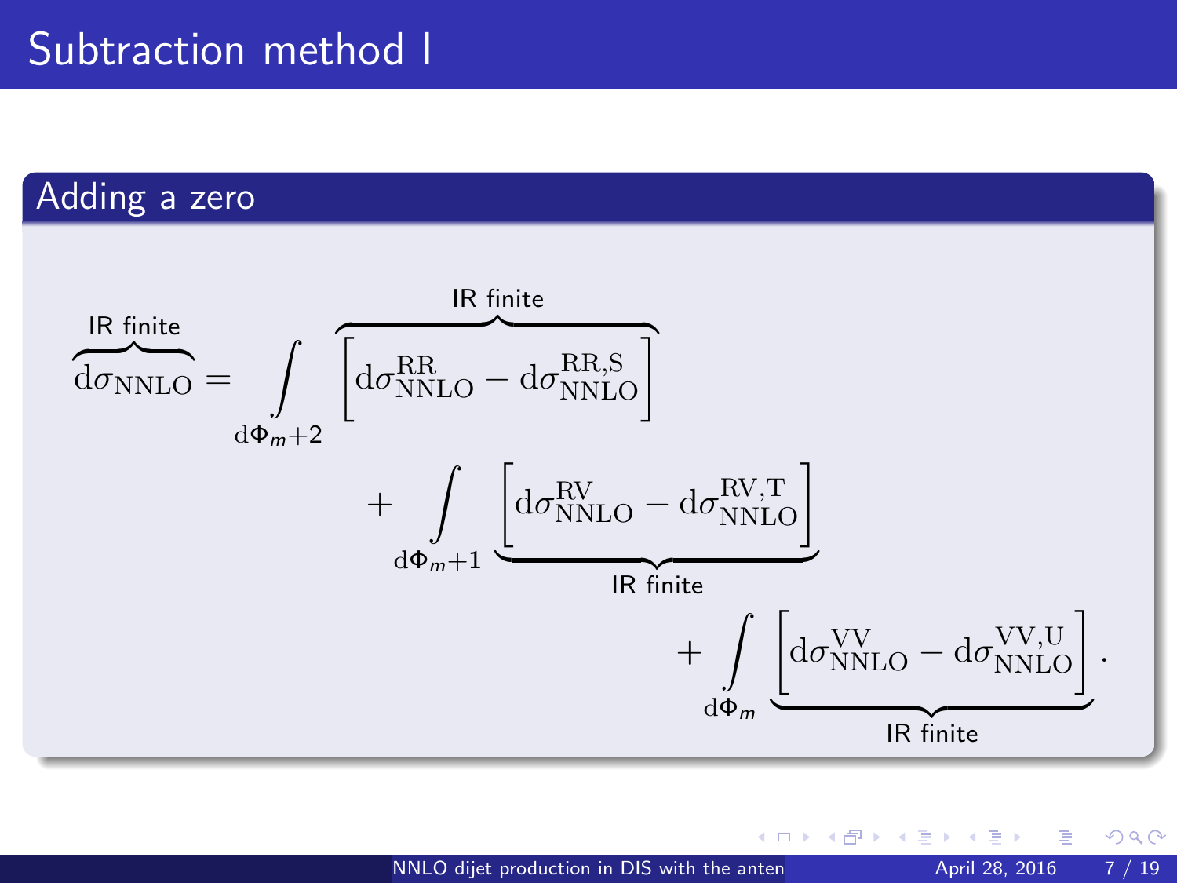# Subtraction method I

## Adding a zero

$$
\overbrace{\mathrm{d}\sigma_{\mathrm{NNLO}}}^{\text{IR finite}} = \int_{\mathrm{d}\Phi_{m+2}} \overbrace{\left[\mathrm{d}\sigma_{\mathrm{NNLO}}^{\mathrm{RR}} - \mathrm{d}\sigma_{\mathrm{NNLO}}^{\mathrm{RR,S}}\right]}^{\text{IR finite}}
+ \int_{\mathrm{d}\Phi_{m+1}} \underbrace{\left[\mathrm{d}\sigma_{\mathrm{NNLO}}^{\mathrm{RV}} - \mathrm{d}\sigma_{\mathrm{NNLO}}^{\mathrm{RV,T}}\right]}_{\text{IR finite}}
+ \int_{\mathrm{d}\Phi_{m}} \underbrace{\left[\mathrm{d}\sigma_{\mathrm{NNLO}}^{\mathrm{VV}} - \mathrm{d}\sigma_{\mathrm{NNLO}}^{\mathrm{VV,U}}\right]}_{\text{IR finite}} .
$$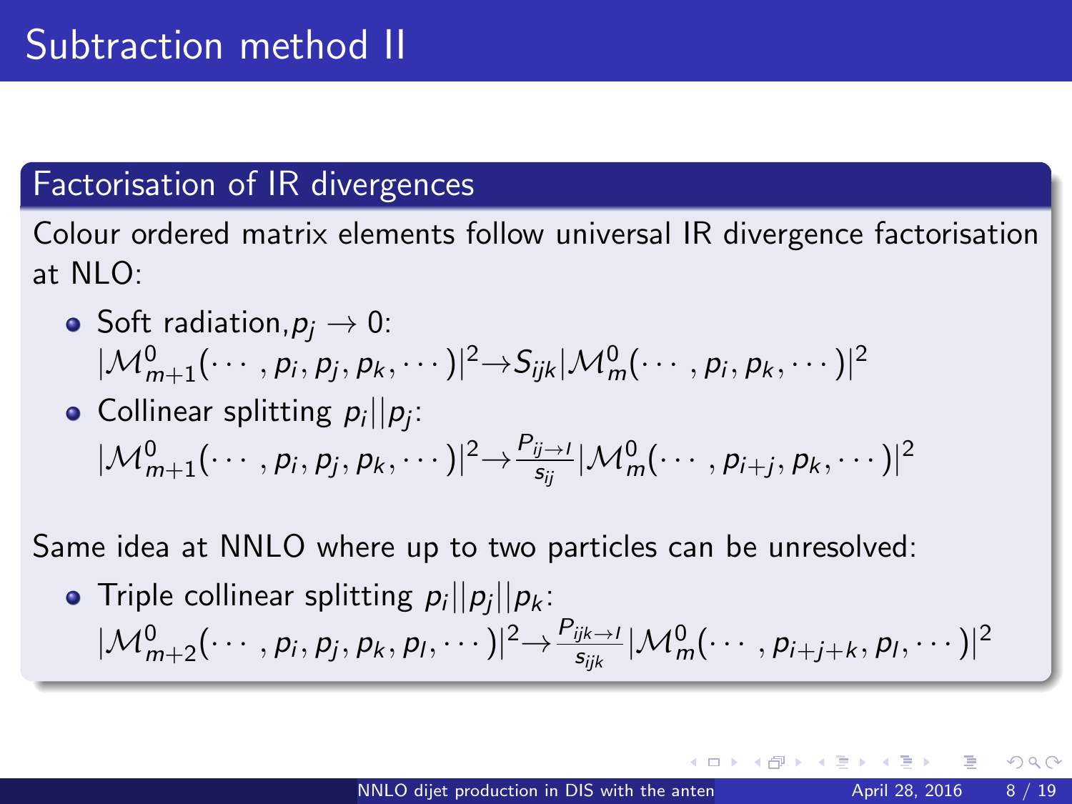# Subtraction method II

## Factorisation of IR divergences

Colour ordered matrix elements follow universal IR divergence factorisation at NLO:

- Soft radiation, $p_j \to 0$:
  $|\mathcal{M}^0_{m+1}(\cdots, p_i, p_j, p_k, \cdots)|^2 \to S_{ijk} |\mathcal{M}^0_m(\cdots, p_i, p_k, \cdots)|^2$
- Collinear splitting $p_i || p_j$:
  $|\mathcal{M}^0_{m+1}(\cdots, p_i, p_j, p_k, \cdots)|^2 \to \frac{P_{ij\to I}}{s_{ij}} |\mathcal{M}^0_m(\cdots, p_{i+j}, p_k, \cdots)|^2$

Same idea at NNLO where up to two particles can be unresolved:

- Triple collinear splitting $p_i || p_j || p_k$:
  $|\mathcal{M}^0_{m+2}(\cdots, p_i, p_j, p_k, p_l, \cdots)|^2 \to \frac{P_{ijk\to I}}{s_{ijk}} |\mathcal{M}^0_m(\cdots, p_{i+j+k}, p_l, \cdots)|^2$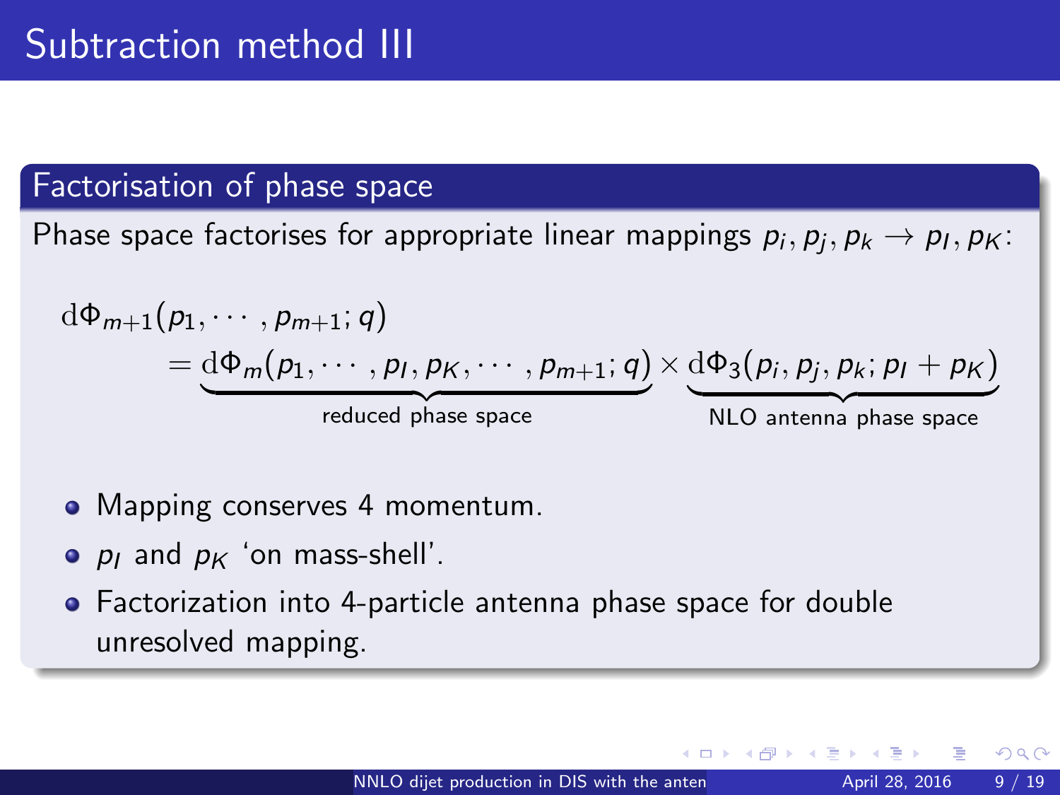# Subtraction method III

## Factorisation of phase space

Phase space factorises for appropriate linear mappings $p_i, p_j, p_k \to p_I, p_K$:

$$
\begin{aligned}
&\mathrm{d}\Phi_{m+1}(p_1, \cdots, p_{m+1}; q) \\
&\qquad = \underbrace{\mathrm{d}\Phi_m(p_1, \cdots, p_I, p_K, \cdots, p_{m+1}; q)}_{\text{reduced phase space}} \times \underbrace{\mathrm{d}\Phi_3(p_i, p_j, p_k; p_I + p_K)}_{\text{NLO antenna phase space}}
\end{aligned}
$$

- Mapping conserves 4 momentum.
- $p_I$ and $p_K$ 'on mass-shell'.
- Factorization into 4-particle antenna phase space for double unresolved mapping.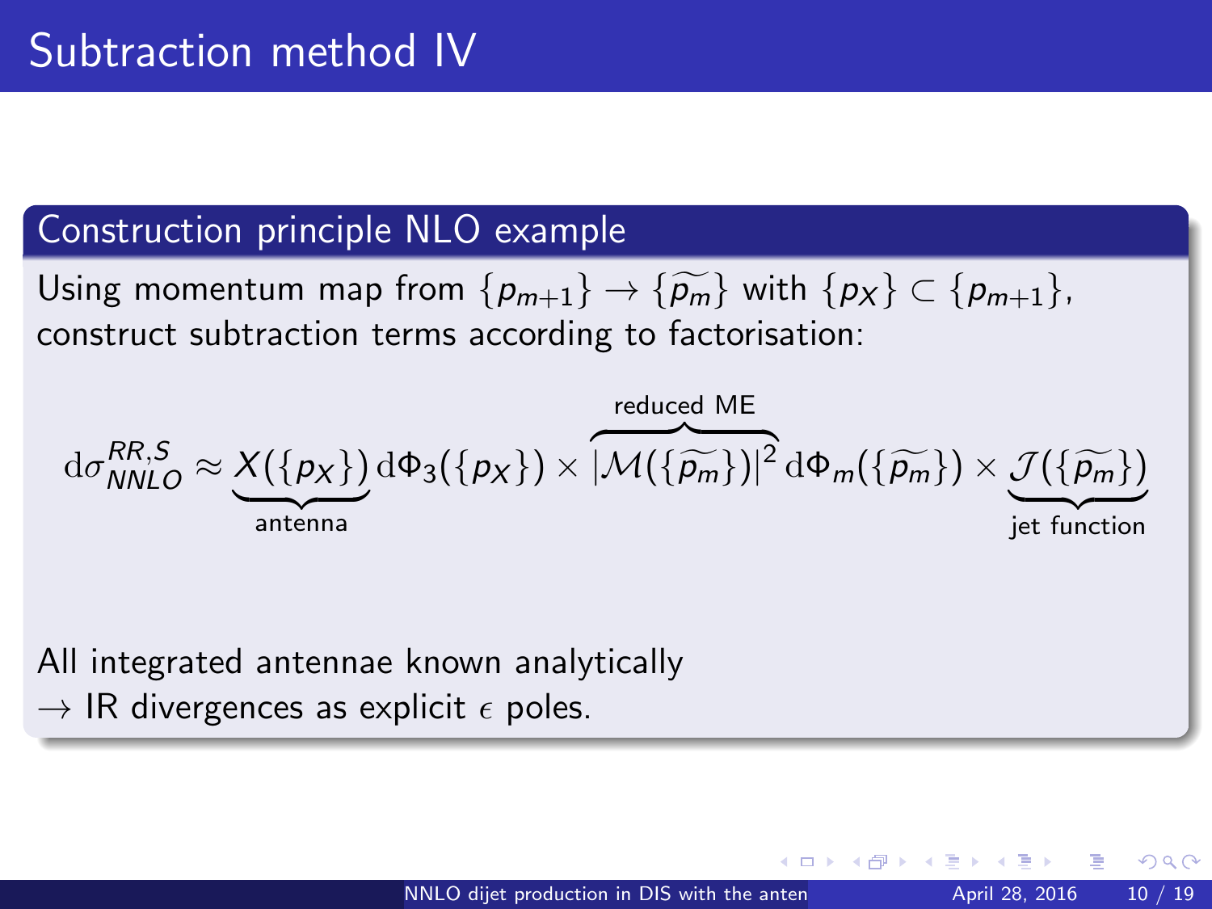# Subtraction method IV

## Construction principle NLO example

Using momentum map from $\{p_{m+1}\} \rightarrow \{\widetilde{p_m}\}$ with $\{p_X\} \subset \{p_{m+1}\}$, construct subtraction terms according to factorisation:

$$\mathrm{d}\sigma_{NNLO}^{RR,S} \approx \underbrace{X(\{p_X\})}_{\text{antenna}} \mathrm{d}\Phi_3(\{p_X\}) \times \overbrace{|\mathcal{M}(\{\widetilde{p_m}\})|^2}^{\text{reduced ME}} \mathrm{d}\Phi_m(\{\widetilde{p_m}\}) \times \underbrace{\mathcal{J}(\{\widetilde{p_m}\})}_{\text{jet function}}$$

All integrated antennae known analytically
$\rightarrow$ IR divergences as explicit $\epsilon$ poles.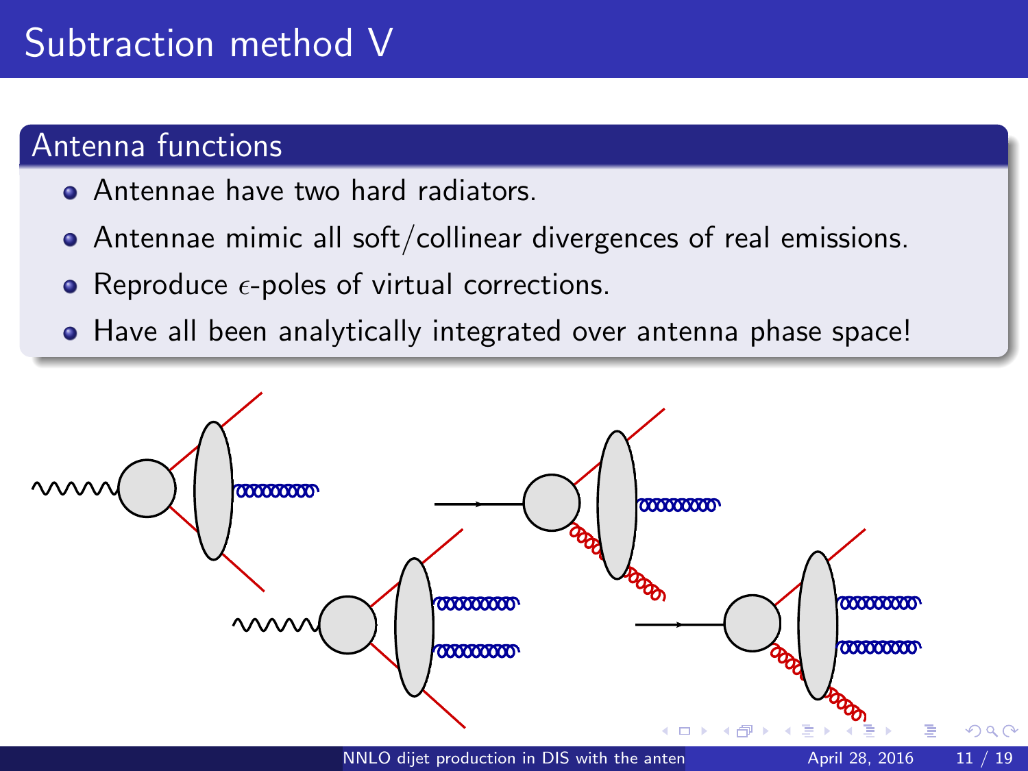# Subtraction method V

## Antenna functions

- Antennae have two hard radiators.
- Antennae mimic all soft/collinear divergences of real emissions.
- Reproduce $\epsilon$-poles of virtual corrections.
- Have all been analytically integrated over antenna phase space!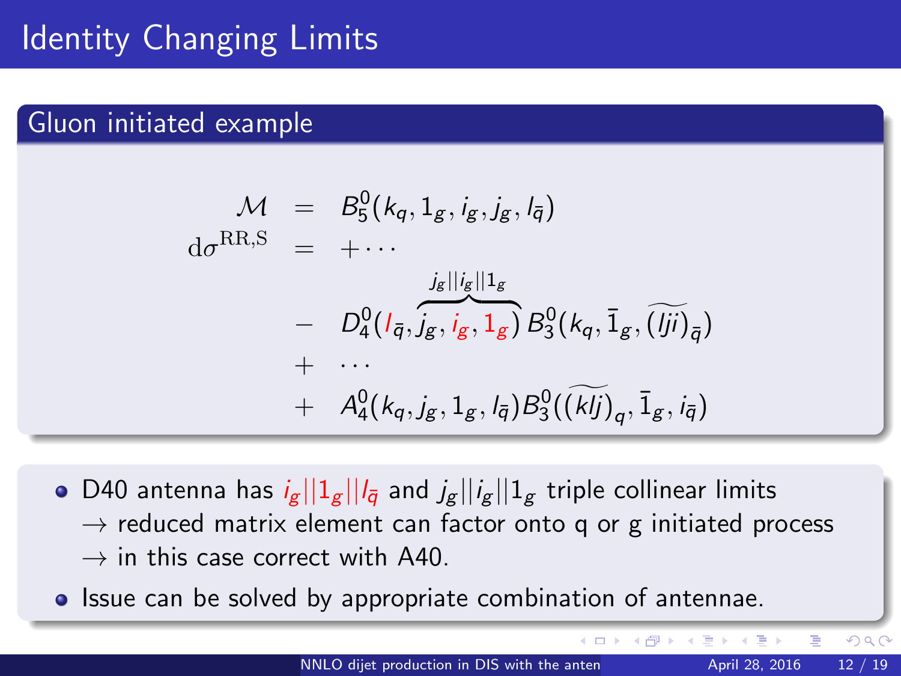# Identity Changing Limits

## Gluon initiated example

$$
\begin{aligned}
\mathcal{M} &= B_5^0(k_q, 1_g, i_g, j_g, l_{\bar{q}}) \\
\mathrm{d}\sigma^{\mathrm{RR,S}} &= + \cdots \\
&\quad - D_4^0(l_{\bar{q}}, \overbrace{j_g, i_g, 1_g}^{j_g || i_g || 1_g}) B_3^0(k_q, \bar{1}_g, \widetilde{(lji)}_{\bar{q}}) \\
&\quad + \cdots \\
&\quad + A_4^0(k_q, j_g, 1_g, l_{\bar{q}}) B_3^0(\widetilde{(klj)}_q, \bar{1}_g, i_{\bar{q}})
\end{aligned}
$$

- D40 antenna has $i_g || 1_g || l_{\bar{q}}$ and $j_g || i_g || 1_g$ triple collinear limits
  → reduced matrix element can factor onto q or g initiated process
  → in this case correct with A40.
- Issue can be solved by appropriate combination of antennae.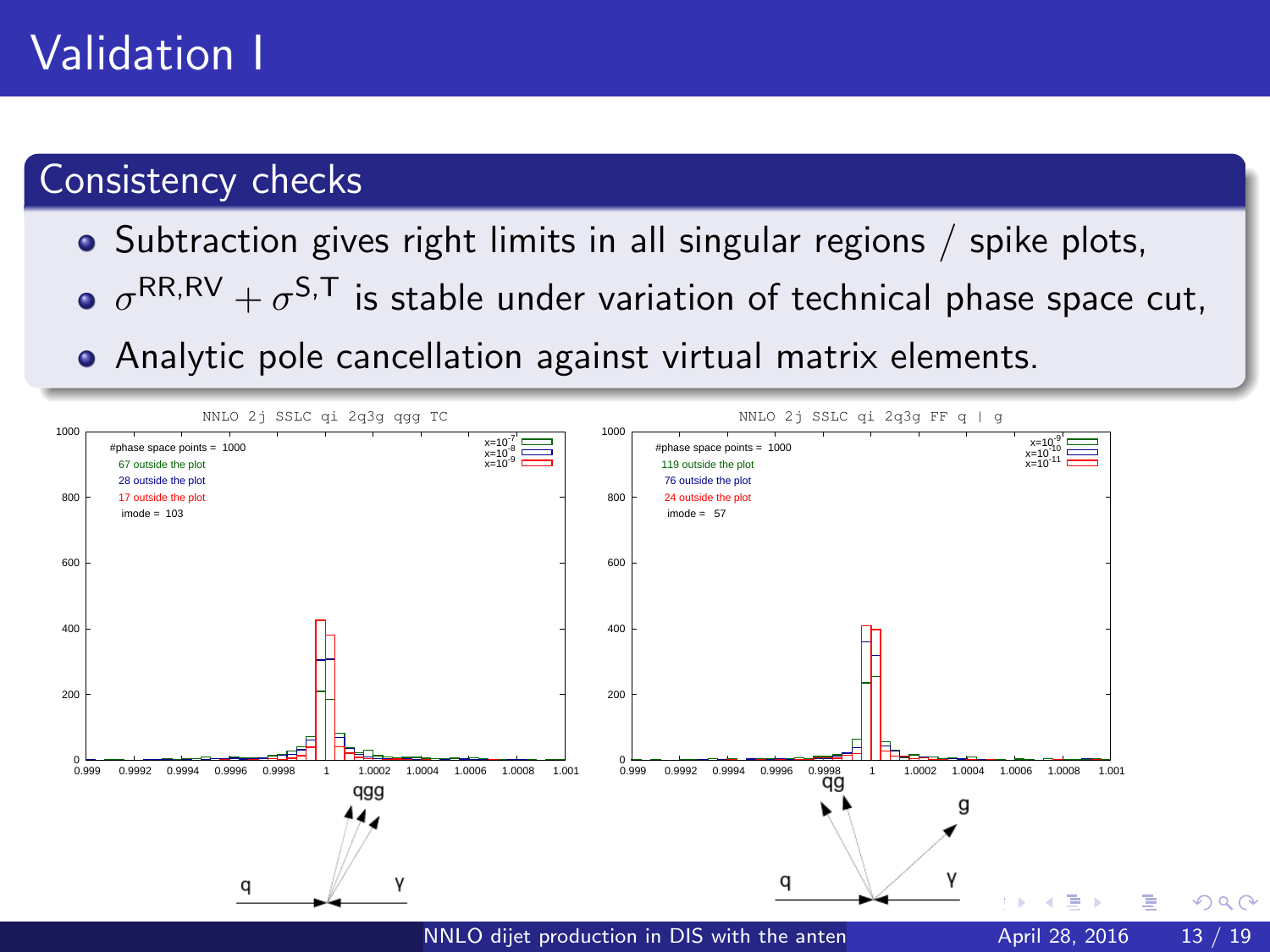# Validation I

## Consistency checks

- Subtraction gives right limits in all singular regions / spike plots,
- $\sigma^{\text{RR,RV}} + \sigma^{\text{S,T}}$ is stable under variation of technical phase space cut,
- Analytic pole cancellation against virtual matrix elements.

NNLO 2j SSLC qi 2q3g qgg TC

#phase space points = 1000
67 outside the plot
28 outside the plot
17 outside the plot
imode = 103

$x=10^{-7}$, $x=10^{-8}$, $x=10^{-9}$

NNLO 2j SSLC qi 2q3g FF q | g

#phase space points = 1000
119 outside the plot
76 outside the plot
24 outside the plot
imode = 57

$x=10^{-9}$, $x=10^{-10}$, $x=10^{-11}$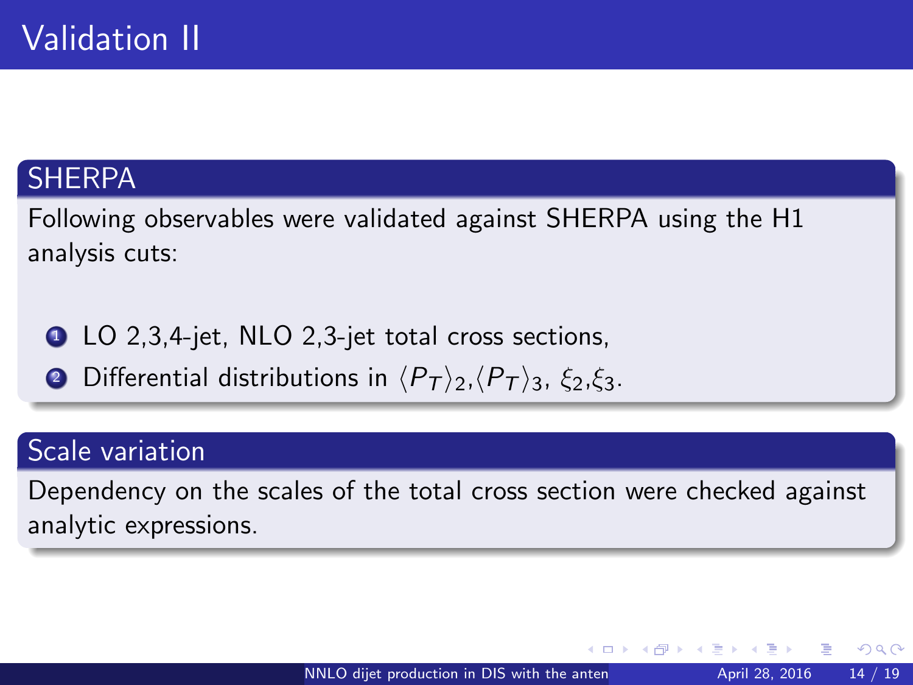# Validation II

## SHERPA

Following observables were validated against SHERPA using the H1 analysis cuts:

1. LO 2,3,4-jet, NLO 2,3-jet total cross sections,
2. Differential distributions in $\langle P_T \rangle_2$,$\langle P_T \rangle_3$, $\xi_2$,$\xi_3$.

## Scale variation

Dependency on the scales of the total cross section were checked against analytic expressions.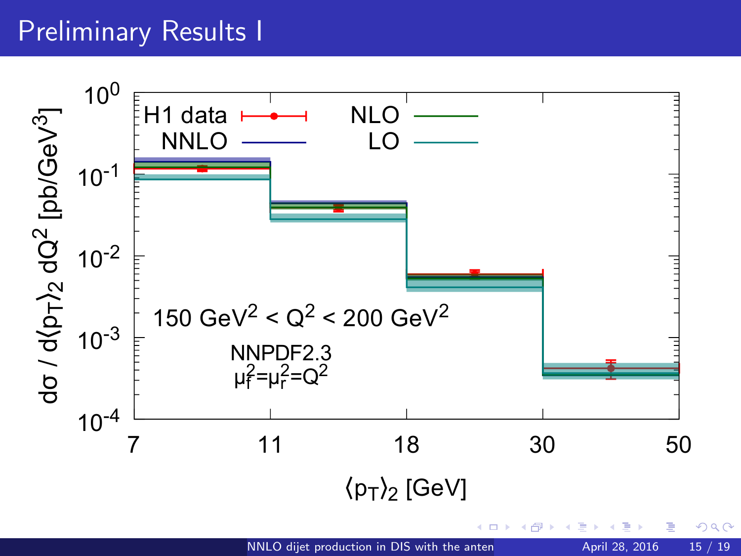# Preliminary Results I

$10^0$

$10^{-1}$

$10^{-2}$

$10^{-3}$

$10^{-4}$

$d\sigma / d\langle p_T \rangle_2 \, dQ^2$ [pb/GeV$^3$]

H1 data

NNLO

NLO

LO

$150 \text{ GeV}^2 < Q^2 < 200 \text{ GeV}^2$

NNPDF2.3

$\mu_f^2 = \mu_r^2 = Q^2$

7 11 18 30 50

$\langle p_T \rangle_2$ [GeV]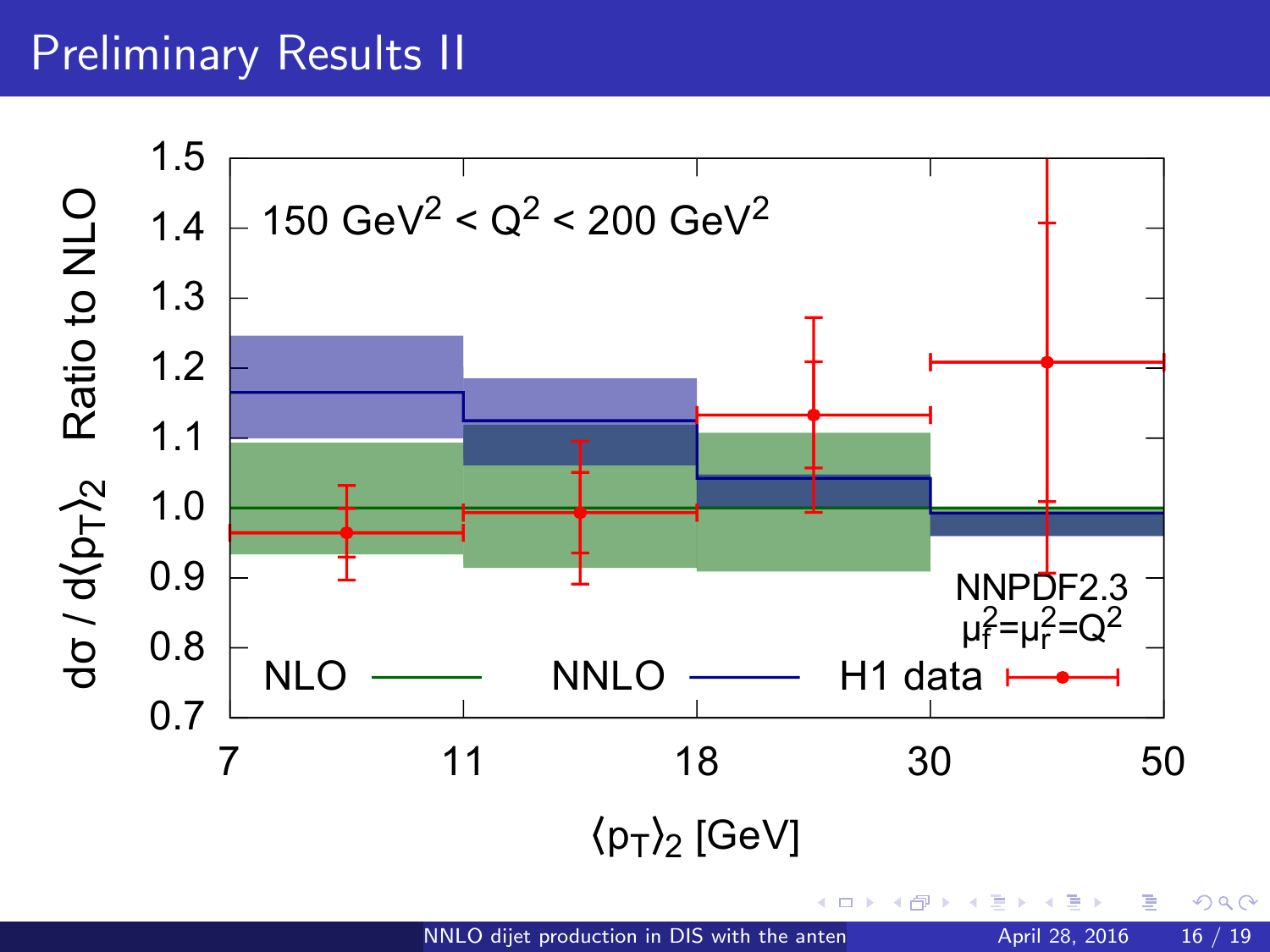# Preliminary Results II

$150\ \text{GeV}^2 < Q^2 < 200\ \text{GeV}^2$

NNPDF2.3

$\mu_f^2 = \mu_r^2 = Q^2$

NLO — NNLO — H1 data

$d\sigma / d\langle p_T \rangle_2$ Ratio to NLO

$\langle p_T \rangle_2$ [GeV]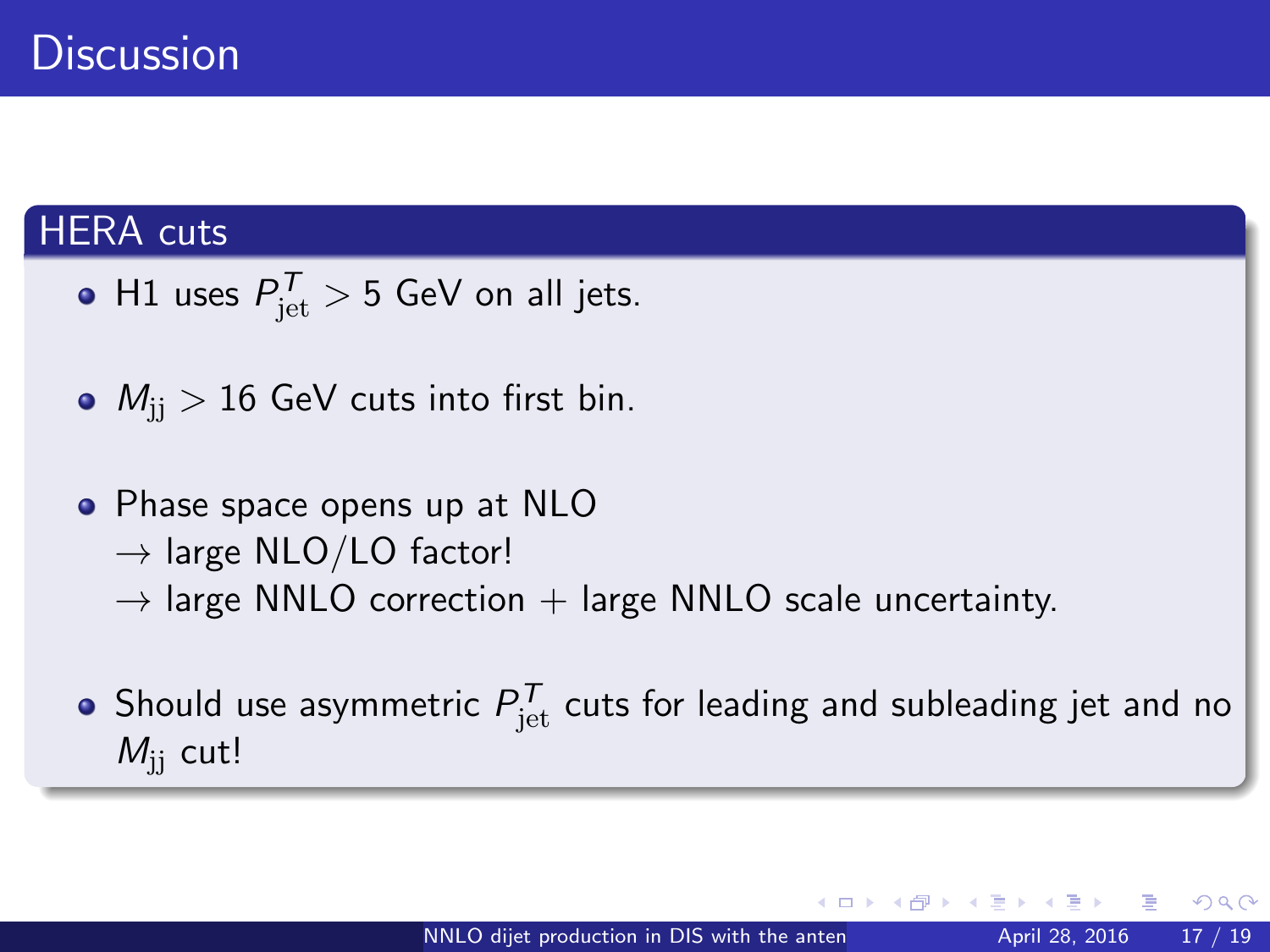# Discussion

## HERA cuts

- H1 uses $P^T_{\mathrm{jet}} > 5$ GeV on all jets.
- $M_{\mathrm{jj}} > 16$ GeV cuts into first bin.
- Phase space opens up at NLO
  → large NLO/LO factor!
  → large NNLO correction + large NNLO scale uncertainty.
- Should use asymmetric $P^T_{\mathrm{jet}}$ cuts for leading and subleading jet and no $M_{\mathrm{jj}}$ cut!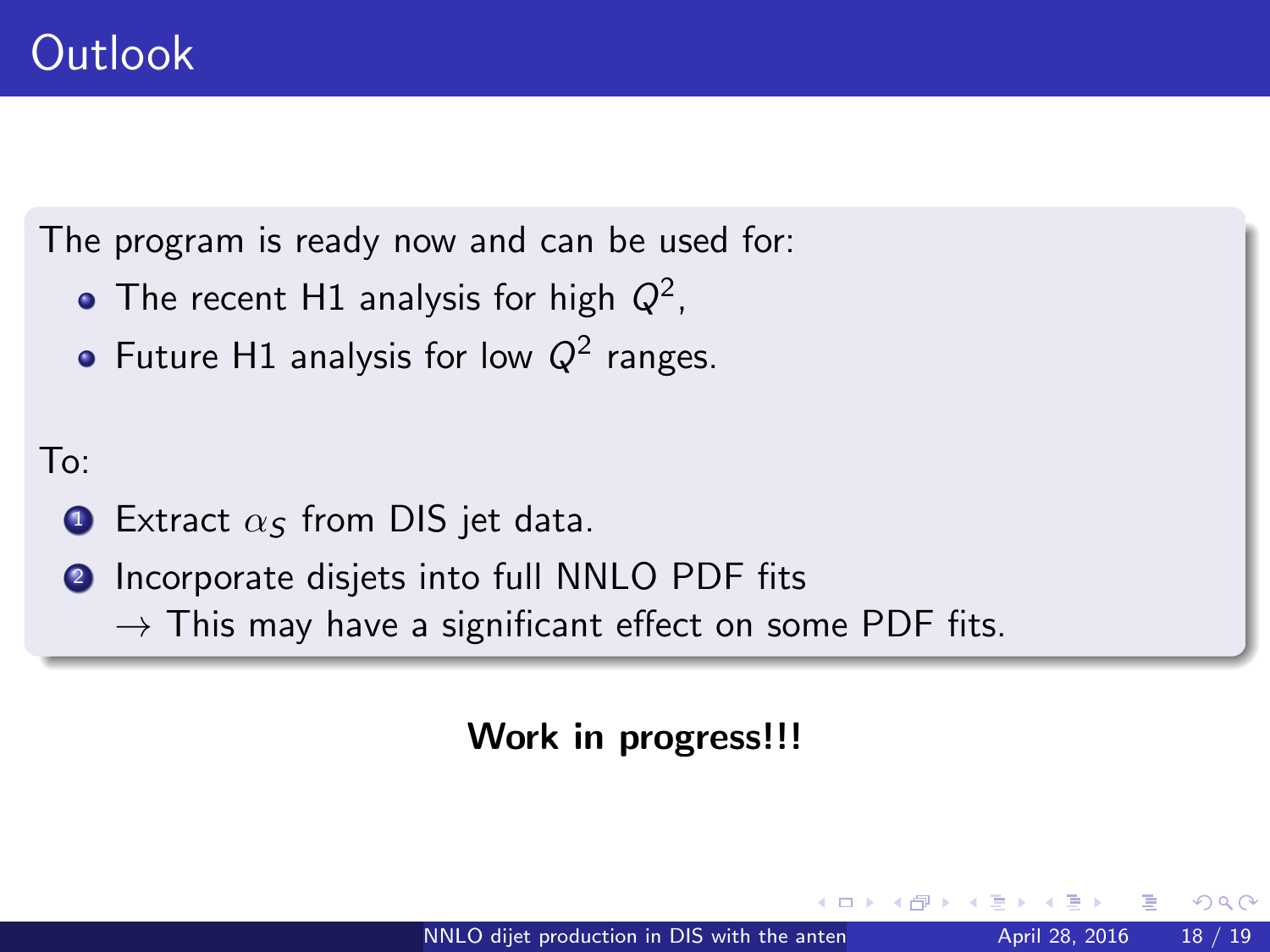# Outlook

The program is ready now and can be used for:

- The recent H1 analysis for high $Q^2$,
- Future H1 analysis for low $Q^2$ ranges.

To:

1. Extract $\alpha_S$ from DIS jet data.
2. Incorporate disjets into full NNLO PDF fits
   $\rightarrow$ This may have a significant effect on some PDF fits.

**Work in progress!!!**